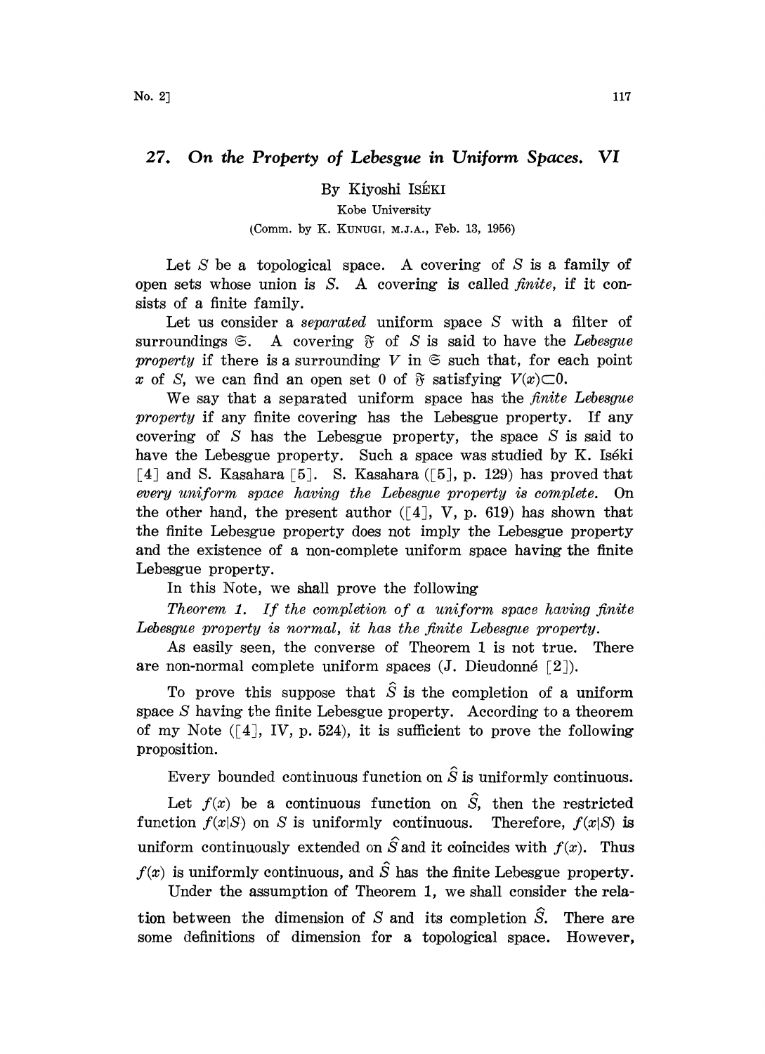# 27. On the Property of Lebesgue in Uniform Spaces. VI

By Kiyoshi ISÉKI

Kobe University

(Comm. by K. KUNUGI, M.J.A., Feb. 13, 1956)

Let $S$ be a topological space. A covering of $S$ is a family of open sets whose union is $S$. A covering is called *finite*, if it consists of a finite family.

Let us consider a *separated* uniform space $S$ with a filter of surroundings $\mathfrak{S}$. A covering $\mathfrak{F}$ of $S$ is said to have the *Lebesgue property* if there is a surrounding $V$ in $\mathfrak{S}$ such that, for each point $x$ of $S$, we can find an open set $0$ of $\mathfrak{F}$ satisfying $V(x)\subset 0$.

We say that a separated uniform space has the *finite Lebesgue property* if any finite covering has the Lebesgue property. If any covering of $S$ has the Lebesgue property, the space $S$ is said to have the Lebesgue property. Such a space was studied by K. Iséki [4] and S. Kasahara [5]. S. Kasahara ([5], p. 129) has proved that *every uniform space having the Lebesgue property is complete.* On the other hand, the present author ([4], V, p. 619) has shown that the finite Lebesgue property does not imply the Lebesgue property and the existence of a non-complete uniform space having the finite Lebesgue property.

In this Note, we shall prove the following

*Theorem 1. If the completion of a uniform space having finite Lebesgue property is normal, it has the finite Lebesgue property.*

As easily seen, the converse of Theorem 1 is not true. There are non-normal complete uniform spaces (J. Dieudonné [2]).

To prove this suppose that $\hat{S}$ is the completion of a uniform space $S$ having the finite Lebesgue property. According to a theorem of my Note ([4], IV, p. 524), it is sufficient to prove the following proposition.

Every bounded continuous function on $\hat{S}$ is uniformly continuous.

Let $f(x)$ be a continuous function on $\hat{S}$, then the restricted function $f(x|S)$ on $S$ is uniformly continuous. Therefore, $f(x|S)$ is uniform continuously extended on $\hat{S}$ and it coincides with $f(x)$. Thus $f(x)$ is uniformly continuous, and $\hat{S}$ has the finite Lebesgue property.

Under the assumption of Theorem 1, we shall consider the relation between the dimension of $S$ and its completion $\hat{S}$. There are some definitions of dimension for a topological space. However,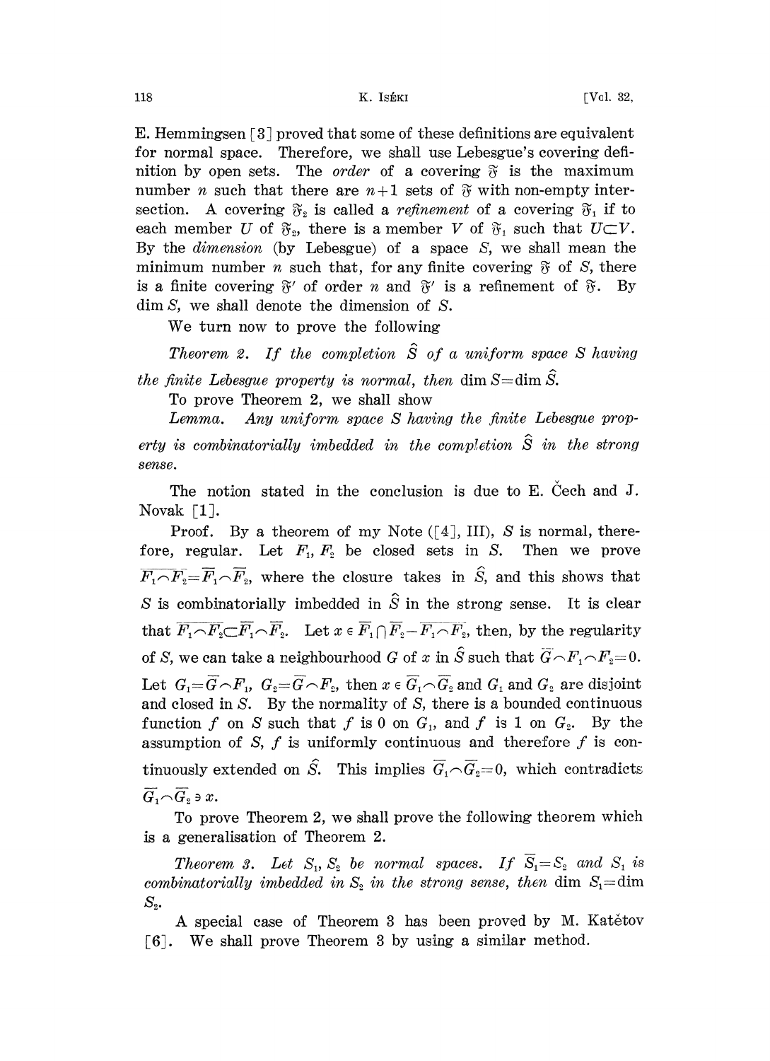E. Hemmingsen [3] proved that some of these definitions are equivalent for normal space. Therefore, we shall use Lebesgue's covering definition by open sets. The *order* of a covering $\mathfrak{F}$ is the maximum number $n$ such that there are $n+1$ sets of $\mathfrak{F}$ with non-empty intersection. A covering $\mathfrak{F}_2$ is called a *refinement* of a covering $\mathfrak{F}_1$ if to each member $U$ of $\mathfrak{F}_2$, there is a member $V$ of $\mathfrak{F}_1$ such that $U \subset V$. By the *dimension* (by Lebesgue) of a space $S$, we shall mean the minimum number $n$ such that, for any finite covering $\mathfrak{F}$ of $S$, there is a finite covering $\mathfrak{F}'$ of order $n$ and $\mathfrak{F}'$ is a refinement of $\mathfrak{F}$. By $\dim S$, we shall denote the dimension of $S$.

We turn now to prove the following

*Theorem 2. If the completion $\hat{S}$ of a uniform space $S$ having the finite Lebesgue property is normal, then* $\dim S = \dim \hat{S}$.

To prove Theorem 2, we shall show

*Lemma. Any uniform space $S$ having the finite Lebesgue property is combinatorially imbedded in the completion $\hat{S}$ in the strong sense.*

The notion stated in the conclusion is due to E. Čech and J. Novak [1].

Proof. By a theorem of my Note ([4], III), $S$ is normal, therefore, regular. Let $F_1, F_2$ be closed sets in $S$. Then we prove $\overline{F_1 \frown F_2} = \overline{F}_1 \frown \overline{F}_2$, where the closure takes in $\hat{S}$, and this shows that $S$ is combinatorially imbedded in $\hat{S}$ in the strong sense. It is clear that $\overline{F_1 \frown F_2} \subset \overline{F}_1 \frown \overline{F}_2$. Let $x \in \overline{F}_1 \cap \overline{F}_2 - \overline{F_1 \frown F_2}$, then, by the regularity of $S$, we can take a neighbourhood $G$ of $x$ in $\hat{S}$ such that $\overline{G} \frown F_1 \frown F_2 = 0$. Let $G_1 = \overline{G} \frown F_1$, $G_2 = \overline{G} \frown F_2$, then $x \in \overline{G}_1 \frown \overline{G}_2$ and $G_1$ and $G_2$ are disjoint and closed in $S$. By the normality of $S$, there is a bounded continuous function $f$ on $S$ such that $f$ is 0 on $G_1$, and $f$ is 1 on $G_2$. By the assumption of $S$, $f$ is uniformly continuous and therefore $f$ is continuously extended on $\hat{S}$. This implies $\overline{G}_1 \frown \overline{G}_2 = 0$, which contradicts $\overline{G}_1 \frown \overline{G}_2 \ni x$.

To prove Theorem 2, we shall prove the following theorem which is a generalisation of Theorem 2.

*Theorem 3. Let $S_1, S_2$ be normal spaces. If $\overline{S}_1 = S_2$ and $S_1$ is combinatorially imbedded in $S_2$ in the strong sense, then* $\dim S_1 = \dim S_2$.

A special case of Theorem 3 has been proved by M. Katětov [6]. We shall prove Theorem 3 by using a similar method.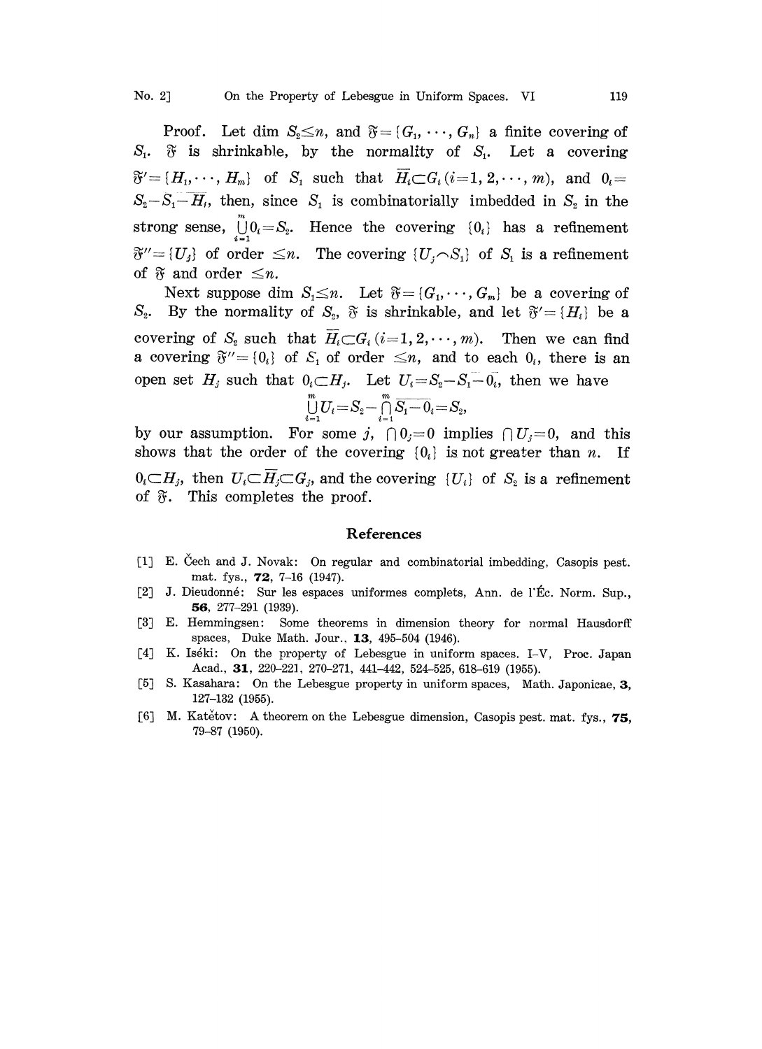Proof. Let $\dim S_2 \leq n$, and $\mathfrak{F} = \{G_1, \cdots, G_n\}$ a finite covering of $S_1$. $\mathfrak{F}$ is shrinkable, by the normality of $S_1$. Let a covering $\mathfrak{F}' = \{H_1, \cdots, H_m\}$ of $S_1$ such that $\overline{H}_i \subset G_i \ (i = 1, 2, \cdots, m)$, and $0_i = S_2 - \overline{S_1 - H_i}$, then, since $S_1$ is combinatorially imbedded in $S_2$ in the strong sense, $\bigcup_{i=1}^{m} 0_i = S_2$. Hence the covering $\{0_i\}$ has a refinement $\mathfrak{F}'' = \{U_j\}$ of order $\leq n$. The covering $\{U_j \frown S_1\}$ of $S_1$ is a refinement of $\mathfrak{F}$ and order $\leq n$.

Next suppose $\dim S_1 \leq n$. Let $\mathfrak{F} = \{G_1, \cdots, G_m\}$ be a covering of $S_2$. By the normality of $S_2$, $\mathfrak{F}$ is shrinkable, and let $\mathfrak{F}' = \{H_i\}$ be a covering of $S_2$ such that $\overline{H}_i \subset G_i \ (i = 1, 2, \cdots, m)$. Then we can find a covering $\mathfrak{F}'' = \{0_i\}$ of $S_1$ of order $\leq n$, and to each $0_i$, there is an open set $H_j$ such that $0_i \subset H_j$. Let $U_i = S_2 - \overline{S_1 - 0_i}$, then we have

$$\bigcup_{i=1}^{m} U_i = S_2 - \bigcap_{i=1}^{m} \overline{S_1 - 0_i} = S_2,$$

by our assumption. For some $j$, $\bigcap 0_j = 0$ implies $\bigcap U_j = 0$, and this shows that the order of the covering $\{0_i\}$ is not greater than $n$. If $0_i \subset H_j$, then $U_i \subset \overline{H}_j \subset G_j$, and the covering $\{U_i\}$ of $S_2$ is a refinement of $\mathfrak{F}$. This completes the proof.

## References

[1] E. Čech and J. Novak: On regular and combinatorial imbedding, Casopis pest. mat. fys., **72**, 7–16 (1947).

[2] J. Dieudonné: Sur les espaces uniformes complets, Ann. de l'Éc. Norm. Sup., **56**, 277–291 (1939).

[3] E. Hemmingsen: Some theorems in dimension theory for normal Hausdorff spaces, Duke Math. Jour., **13**, 495–504 (1946).

[4] K. Iséki: On the property of Lebesgue in uniform spaces. I–V, Proc. Japan Acad., **31**, 220–221, 270–271, 441–442, 524–525, 618–619 (1955).

[5] S. Kasahara: On the Lebesgue property in uniform spaces, Math. Japonicae, **3**, 127–132 (1955).

[6] M. Katětov: A theorem on the Lebesgue dimension, Casopis pest. mat. fys., **75**, 79–87 (1950).